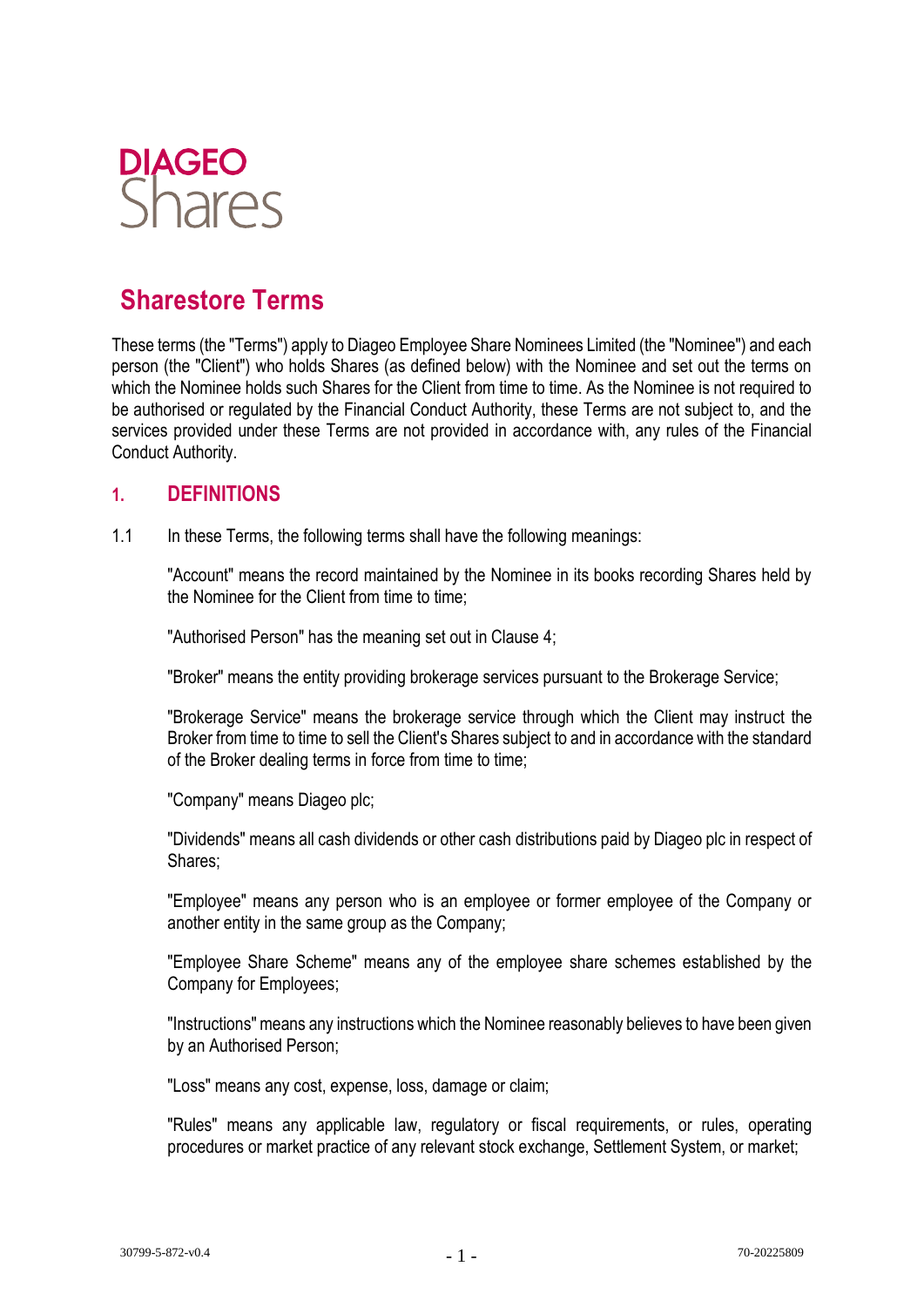DIAGEO
Shares

# Sharestore Terms

These terms (the "Terms") apply to Diageo Employee Share Nominees Limited (the "Nominee") and each person (the "Client") who holds Shares (as defined below) with the Nominee and set out the terms on which the Nominee holds such Shares for the Client from time to time. As the Nominee is not required to be authorised or regulated by the Financial Conduct Authority, these Terms are not subject to, and the services provided under these Terms are not provided in accordance with, any rules of the Financial Conduct Authority.

## 1. DEFINITIONS

1.1 In these Terms, the following terms shall have the following meanings:

"Account" means the record maintained by the Nominee in its books recording Shares held by the Nominee for the Client from time to time;

"Authorised Person" has the meaning set out in Clause 4;

"Broker" means the entity providing brokerage services pursuant to the Brokerage Service;

"Brokerage Service" means the brokerage service through which the Client may instruct the Broker from time to time to sell the Client's Shares subject to and in accordance with the standard of the Broker dealing terms in force from time to time;

"Company" means Diageo plc;

"Dividends" means all cash dividends or other cash distributions paid by Diageo plc in respect of Shares;

"Employee" means any person who is an employee or former employee of the Company or another entity in the same group as the Company;

"Employee Share Scheme" means any of the employee share schemes established by the Company for Employees;

"Instructions" means any instructions which the Nominee reasonably believes to have been given by an Authorised Person;

"Loss" means any cost, expense, loss, damage or claim;

"Rules" means any applicable law, regulatory or fiscal requirements, or rules, operating procedures or market practice of any relevant stock exchange, Settlement System, or market;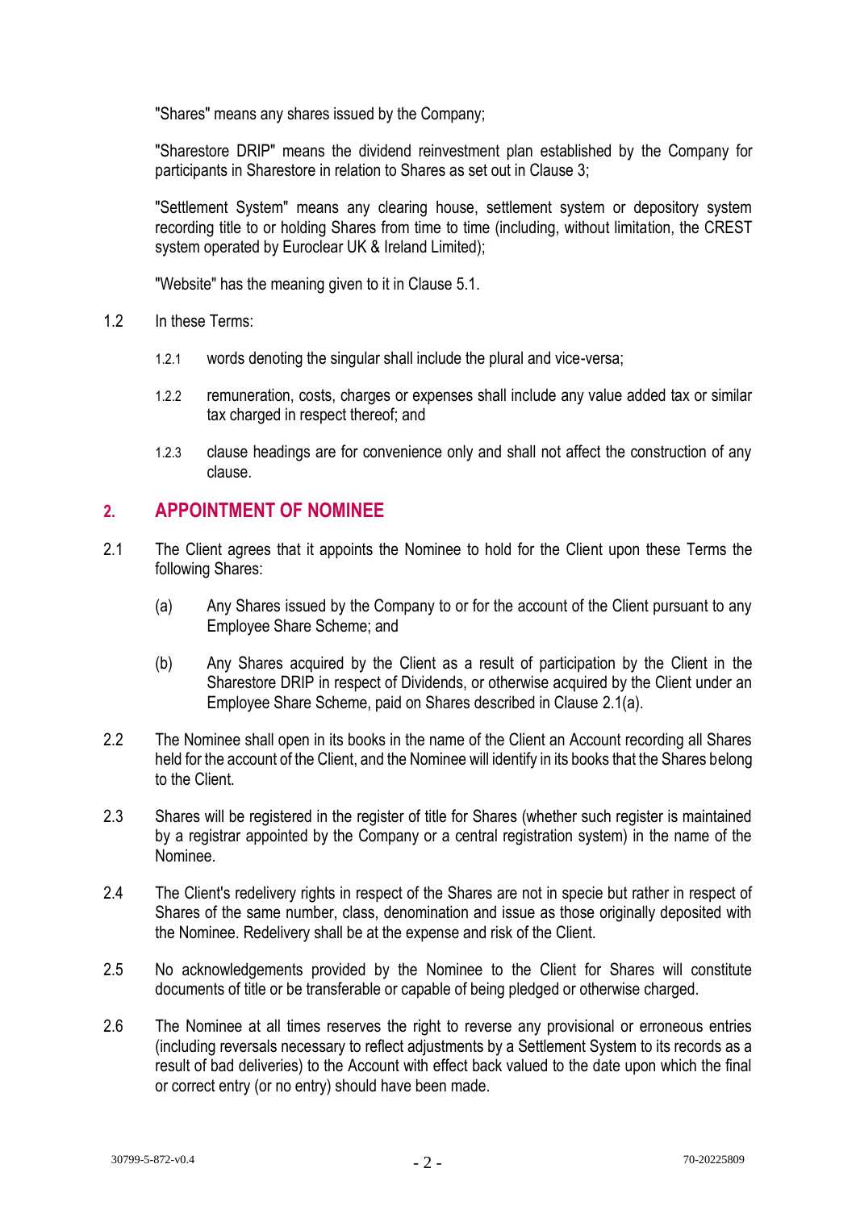"Shares" means any shares issued by the Company;

"Sharestore DRIP" means the dividend reinvestment plan established by the Company for participants in Sharestore in relation to Shares as set out in Clause 3;

"Settlement System" means any clearing house, settlement system or depository system recording title to or holding Shares from time to time (including, without limitation, the CREST system operated by Euroclear UK & Ireland Limited);

"Website" has the meaning given to it in Clause 5.1.

1.2 In these Terms:

1.2.1 words denoting the singular shall include the plural and vice-versa;

1.2.2 remuneration, costs, charges or expenses shall include any value added tax or similar tax charged in respect thereof; and

1.2.3 clause headings are for convenience only and shall not affect the construction of any clause.

## 2. APPOINTMENT OF NOMINEE

2.1 The Client agrees that it appoints the Nominee to hold for the Client upon these Terms the following Shares:

(a) Any Shares issued by the Company to or for the account of the Client pursuant to any Employee Share Scheme; and

(b) Any Shares acquired by the Client as a result of participation by the Client in the Sharestore DRIP in respect of Dividends, or otherwise acquired by the Client under an Employee Share Scheme, paid on Shares described in Clause 2.1(a).

2.2 The Nominee shall open in its books in the name of the Client an Account recording all Shares held for the account of the Client, and the Nominee will identify in its books that the Shares belong to the Client.

2.3 Shares will be registered in the register of title for Shares (whether such register is maintained by a registrar appointed by the Company or a central registration system) in the name of the Nominee.

2.4 The Client's redelivery rights in respect of the Shares are not in specie but rather in respect of Shares of the same number, class, denomination and issue as those originally deposited with the Nominee. Redelivery shall be at the expense and risk of the Client.

2.5 No acknowledgements provided by the Nominee to the Client for Shares will constitute documents of title or be transferable or capable of being pledged or otherwise charged.

2.6 The Nominee at all times reserves the right to reverse any provisional or erroneous entries (including reversals necessary to reflect adjustments by a Settlement System to its records as a result of bad deliveries) to the Account with effect back valued to the date upon which the final or correct entry (or no entry) should have been made.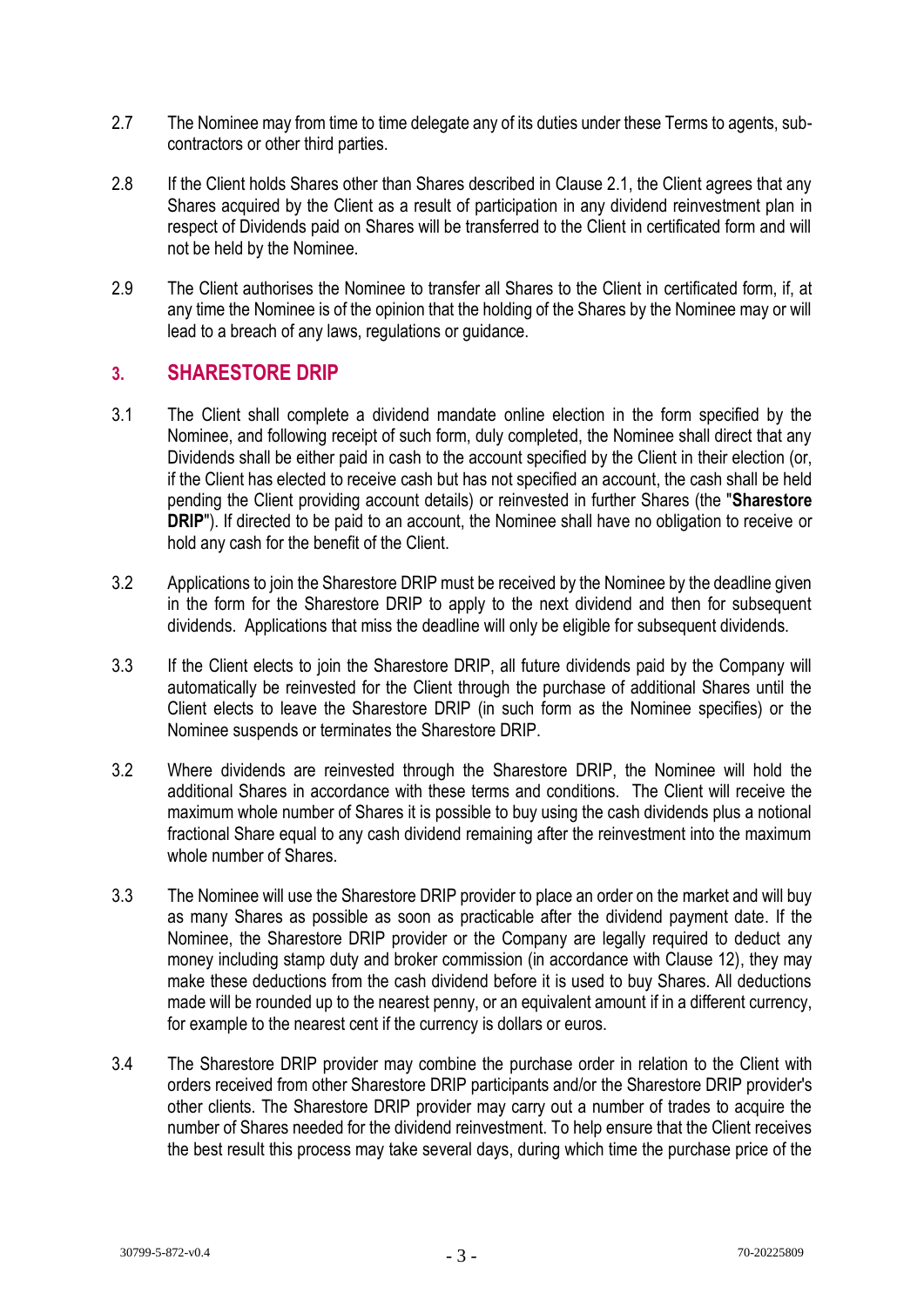2.7 The Nominee may from time to time delegate any of its duties under these Terms to agents, sub-contractors or other third parties.

2.8 If the Client holds Shares other than Shares described in Clause 2.1, the Client agrees that any Shares acquired by the Client as a result of participation in any dividend reinvestment plan in respect of Dividends paid on Shares will be transferred to the Client in certificated form and will not be held by the Nominee.

2.9 The Client authorises the Nominee to transfer all Shares to the Client in certificated form, if, at any time the Nominee is of the opinion that the holding of the Shares by the Nominee may or will lead to a breach of any laws, regulations or guidance.

## 3. SHARESTORE DRIP

3.1 The Client shall complete a dividend mandate online election in the form specified by the Nominee, and following receipt of such form, duly completed, the Nominee shall direct that any Dividends shall be either paid in cash to the account specified by the Client in their election (or, if the Client has elected to receive cash but has not specified an account, the cash shall be held pending the Client providing account details) or reinvested in further Shares (the "**Sharestore DRIP**"). If directed to be paid to an account, the Nominee shall have no obligation to receive or hold any cash for the benefit of the Client.

3.2 Applications to join the Sharestore DRIP must be received by the Nominee by the deadline given in the form for the Sharestore DRIP to apply to the next dividend and then for subsequent dividends. Applications that miss the deadline will only be eligible for subsequent dividends.

3.3 If the Client elects to join the Sharestore DRIP, all future dividends paid by the Company will automatically be reinvested for the Client through the purchase of additional Shares until the Client elects to leave the Sharestore DRIP (in such form as the Nominee specifies) or the Nominee suspends or terminates the Sharestore DRIP.

3.2 Where dividends are reinvested through the Sharestore DRIP, the Nominee will hold the additional Shares in accordance with these terms and conditions. The Client will receive the maximum whole number of Shares it is possible to buy using the cash dividends plus a notional fractional Share equal to any cash dividend remaining after the reinvestment into the maximum whole number of Shares.

3.3 The Nominee will use the Sharestore DRIP provider to place an order on the market and will buy as many Shares as possible as soon as practicable after the dividend payment date. If the Nominee, the Sharestore DRIP provider or the Company are legally required to deduct any money including stamp duty and broker commission (in accordance with Clause 12), they may make these deductions from the cash dividend before it is used to buy Shares. All deductions made will be rounded up to the nearest penny, or an equivalent amount if in a different currency, for example to the nearest cent if the currency is dollars or euros.

3.4 The Sharestore DRIP provider may combine the purchase order in relation to the Client with orders received from other Sharestore DRIP participants and/or the Sharestore DRIP provider's other clients. The Sharestore DRIP provider may carry out a number of trades to acquire the number of Shares needed for the dividend reinvestment. To help ensure that the Client receives the best result this process may take several days, during which time the purchase price of the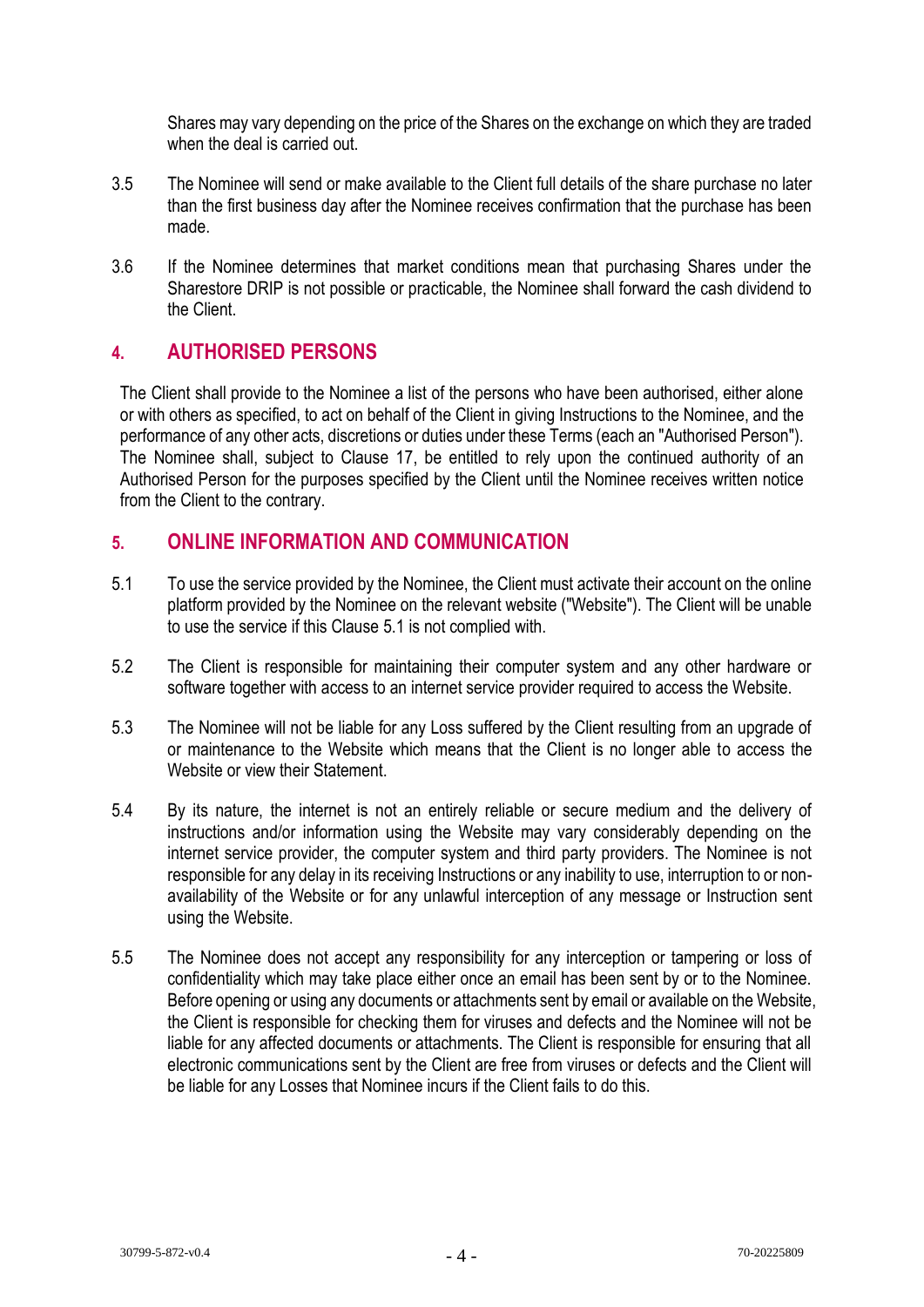Shares may vary depending on the price of the Shares on the exchange on which they are traded when the deal is carried out.

3.5 The Nominee will send or make available to the Client full details of the share purchase no later than the first business day after the Nominee receives confirmation that the purchase has been made.

3.6 If the Nominee determines that market conditions mean that purchasing Shares under the Sharestore DRIP is not possible or practicable, the Nominee shall forward the cash dividend to the Client.

## 4. AUTHORISED PERSONS

The Client shall provide to the Nominee a list of the persons who have been authorised, either alone or with others as specified, to act on behalf of the Client in giving Instructions to the Nominee, and the performance of any other acts, discretions or duties under these Terms (each an "Authorised Person"). The Nominee shall, subject to Clause 17, be entitled to rely upon the continued authority of an Authorised Person for the purposes specified by the Client until the Nominee receives written notice from the Client to the contrary.

## 5. ONLINE INFORMATION AND COMMUNICATION

5.1 To use the service provided by the Nominee, the Client must activate their account on the online platform provided by the Nominee on the relevant website ("Website"). The Client will be unable to use the service if this Clause 5.1 is not complied with.

5.2 The Client is responsible for maintaining their computer system and any other hardware or software together with access to an internet service provider required to access the Website.

5.3 The Nominee will not be liable for any Loss suffered by the Client resulting from an upgrade of or maintenance to the Website which means that the Client is no longer able to access the Website or view their Statement.

5.4 By its nature, the internet is not an entirely reliable or secure medium and the delivery of instructions and/or information using the Website may vary considerably depending on the internet service provider, the computer system and third party providers. The Nominee is not responsible for any delay in its receiving Instructions or any inability to use, interruption to or non-availability of the Website or for any unlawful interception of any message or Instruction sent using the Website.

5.5 The Nominee does not accept any responsibility for any interception or tampering or loss of confidentiality which may take place either once an email has been sent by or to the Nominee. Before opening or using any documents or attachments sent by email or available on the Website, the Client is responsible for checking them for viruses and defects and the Nominee will not be liable for any affected documents or attachments. The Client is responsible for ensuring that all electronic communications sent by the Client are free from viruses or defects and the Client will be liable for any Losses that Nominee incurs if the Client fails to do this.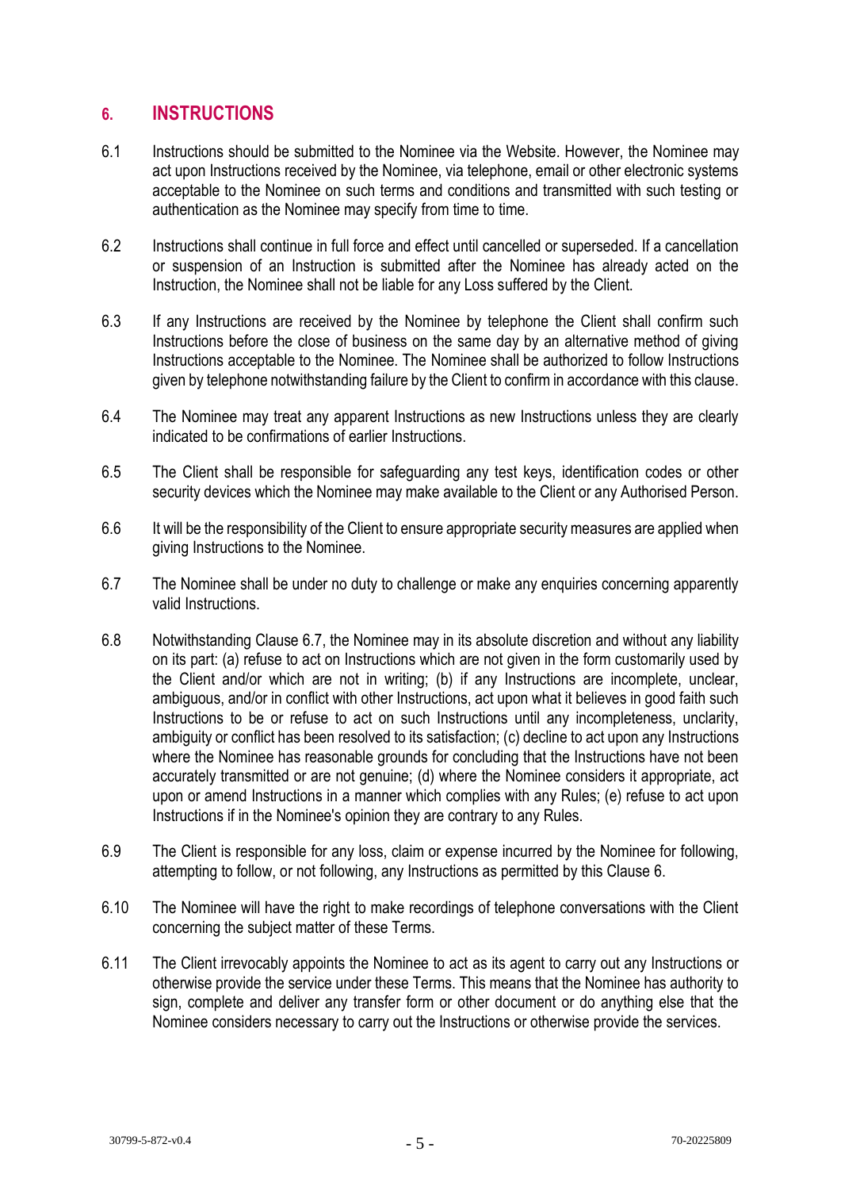## 6. INSTRUCTIONS

6.1 Instructions should be submitted to the Nominee via the Website. However, the Nominee may act upon Instructions received by the Nominee, via telephone, email or other electronic systems acceptable to the Nominee on such terms and conditions and transmitted with such testing or authentication as the Nominee may specify from time to time.

6.2 Instructions shall continue in full force and effect until cancelled or superseded. If a cancellation or suspension of an Instruction is submitted after the Nominee has already acted on the Instruction, the Nominee shall not be liable for any Loss suffered by the Client.

6.3 If any Instructions are received by the Nominee by telephone the Client shall confirm such Instructions before the close of business on the same day by an alternative method of giving Instructions acceptable to the Nominee. The Nominee shall be authorized to follow Instructions given by telephone notwithstanding failure by the Client to confirm in accordance with this clause.

6.4 The Nominee may treat any apparent Instructions as new Instructions unless they are clearly indicated to be confirmations of earlier Instructions.

6.5 The Client shall be responsible for safeguarding any test keys, identification codes or other security devices which the Nominee may make available to the Client or any Authorised Person.

6.6 It will be the responsibility of the Client to ensure appropriate security measures are applied when giving Instructions to the Nominee.

6.7 The Nominee shall be under no duty to challenge or make any enquiries concerning apparently valid Instructions.

6.8 Notwithstanding Clause 6.7, the Nominee may in its absolute discretion and without any liability on its part: (a) refuse to act on Instructions which are not given in the form customarily used by the Client and/or which are not in writing; (b) if any Instructions are incomplete, unclear, ambiguous, and/or in conflict with other Instructions, act upon what it believes in good faith such Instructions to be or refuse to act on such Instructions until any incompleteness, unclarity, ambiguity or conflict has been resolved to its satisfaction; (c) decline to act upon any Instructions where the Nominee has reasonable grounds for concluding that the Instructions have not been accurately transmitted or are not genuine; (d) where the Nominee considers it appropriate, act upon or amend Instructions in a manner which complies with any Rules; (e) refuse to act upon Instructions if in the Nominee's opinion they are contrary to any Rules.

6.9 The Client is responsible for any loss, claim or expense incurred by the Nominee for following, attempting to follow, or not following, any Instructions as permitted by this Clause 6.

6.10 The Nominee will have the right to make recordings of telephone conversations with the Client concerning the subject matter of these Terms.

6.11 The Client irrevocably appoints the Nominee to act as its agent to carry out any Instructions or otherwise provide the service under these Terms. This means that the Nominee has authority to sign, complete and deliver any transfer form or other document or do anything else that the Nominee considers necessary to carry out the Instructions or otherwise provide the services.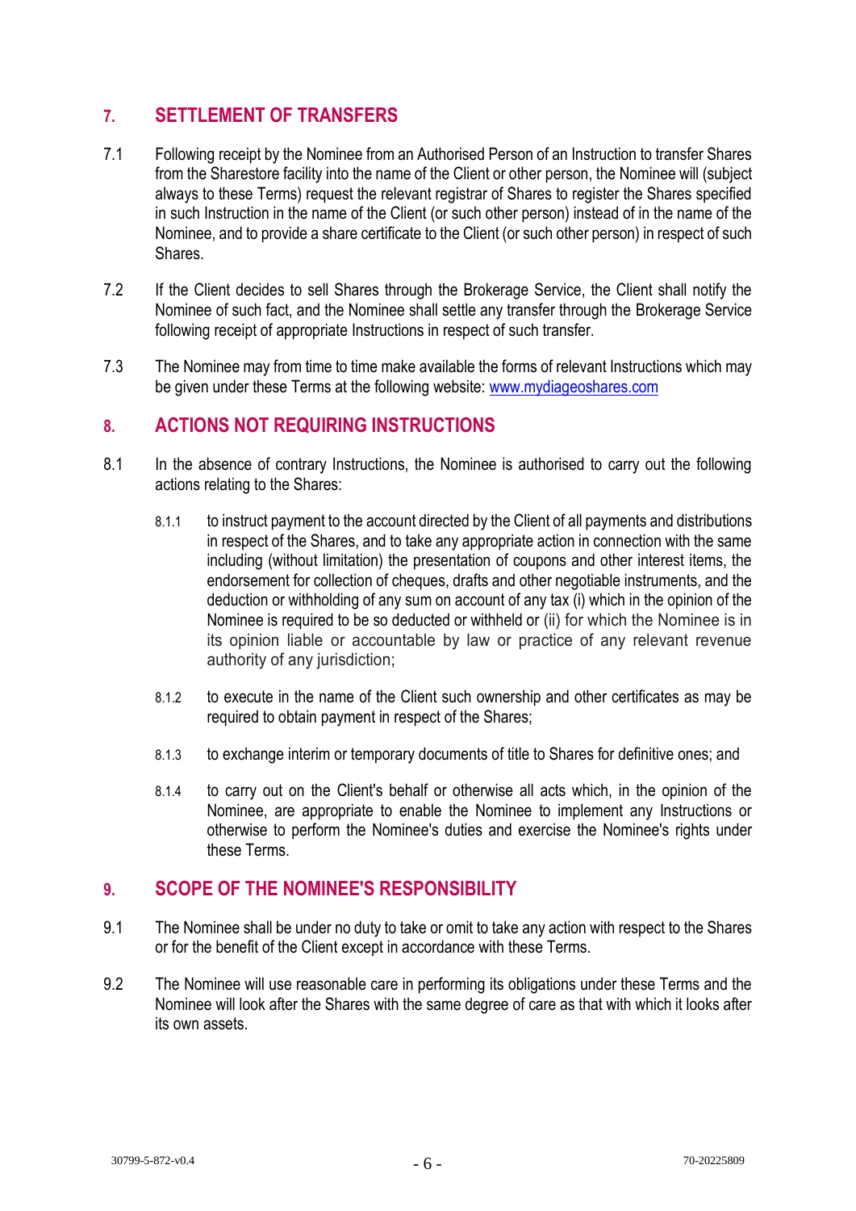## 7. SETTLEMENT OF TRANSFERS

7.1 Following receipt by the Nominee from an Authorised Person of an Instruction to transfer Shares from the Sharestore facility into the name of the Client or other person, the Nominee will (subject always to these Terms) request the relevant registrar of Shares to register the Shares specified in such Instruction in the name of the Client (or such other person) instead of in the name of the Nominee, and to provide a share certificate to the Client (or such other person) in respect of such Shares.

7.2 If the Client decides to sell Shares through the Brokerage Service, the Client shall notify the Nominee of such fact, and the Nominee shall settle any transfer through the Brokerage Service following receipt of appropriate Instructions in respect of such transfer.

7.3 The Nominee may from time to time make available the forms of relevant Instructions which may be given under these Terms at the following website: www.mydiageoshares.com

## 8. ACTIONS NOT REQUIRING INSTRUCTIONS

8.1 In the absence of contrary Instructions, the Nominee is authorised to carry out the following actions relating to the Shares:

8.1.1 to instruct payment to the account directed by the Client of all payments and distributions in respect of the Shares, and to take any appropriate action in connection with the same including (without limitation) the presentation of coupons and other interest items, the endorsement for collection of cheques, drafts and other negotiable instruments, and the deduction or withholding of any sum on account of any tax (i) which in the opinion of the Nominee is required to be so deducted or withheld or (ii) for which the Nominee is in its opinion liable or accountable by law or practice of any relevant revenue authority of any jurisdiction;

8.1.2 to execute in the name of the Client such ownership and other certificates as may be required to obtain payment in respect of the Shares;

8.1.3 to exchange interim or temporary documents of title to Shares for definitive ones; and

8.1.4 to carry out on the Client's behalf or otherwise all acts which, in the opinion of the Nominee, are appropriate to enable the Nominee to implement any Instructions or otherwise to perform the Nominee's duties and exercise the Nominee's rights under these Terms.

## 9. SCOPE OF THE NOMINEE'S RESPONSIBILITY

9.1 The Nominee shall be under no duty to take or omit to take any action with respect to the Shares or for the benefit of the Client except in accordance with these Terms.

9.2 The Nominee will use reasonable care in performing its obligations under these Terms and the Nominee will look after the Shares with the same degree of care as that with which it looks after its own assets.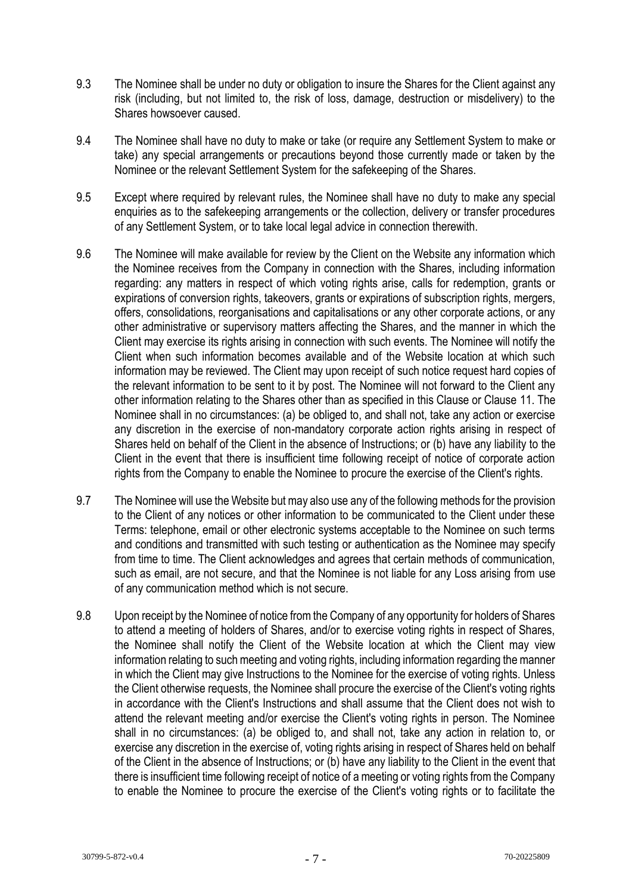9.3 The Nominee shall be under no duty or obligation to insure the Shares for the Client against any risk (including, but not limited to, the risk of loss, damage, destruction or misdelivery) to the Shares howsoever caused.

9.4 The Nominee shall have no duty to make or take (or require any Settlement System to make or take) any special arrangements or precautions beyond those currently made or taken by the Nominee or the relevant Settlement System for the safekeeping of the Shares.

9.5 Except where required by relevant rules, the Nominee shall have no duty to make any special enquiries as to the safekeeping arrangements or the collection, delivery or transfer procedures of any Settlement System, or to take local legal advice in connection therewith.

9.6 The Nominee will make available for review by the Client on the Website any information which the Nominee receives from the Company in connection with the Shares, including information regarding: any matters in respect of which voting rights arise, calls for redemption, grants or expirations of conversion rights, takeovers, grants or expirations of subscription rights, mergers, offers, consolidations, reorganisations and capitalisations or any other corporate actions, or any other administrative or supervisory matters affecting the Shares, and the manner in which the Client may exercise its rights arising in connection with such events. The Nominee will notify the Client when such information becomes available and of the Website location at which such information may be reviewed. The Client may upon receipt of such notice request hard copies of the relevant information to be sent to it by post. The Nominee will not forward to the Client any other information relating to the Shares other than as specified in this Clause or Clause 11. The Nominee shall in no circumstances: (a) be obliged to, and shall not, take any action or exercise any discretion in the exercise of non-mandatory corporate action rights arising in respect of Shares held on behalf of the Client in the absence of Instructions; or (b) have any liability to the Client in the event that there is insufficient time following receipt of notice of corporate action rights from the Company to enable the Nominee to procure the exercise of the Client's rights.

9.7 The Nominee will use the Website but may also use any of the following methods for the provision to the Client of any notices or other information to be communicated to the Client under these Terms: telephone, email or other electronic systems acceptable to the Nominee on such terms and conditions and transmitted with such testing or authentication as the Nominee may specify from time to time. The Client acknowledges and agrees that certain methods of communication, such as email, are not secure, and that the Nominee is not liable for any Loss arising from use of any communication method which is not secure.

9.8 Upon receipt by the Nominee of notice from the Company of any opportunity for holders of Shares to attend a meeting of holders of Shares, and/or to exercise voting rights in respect of Shares, the Nominee shall notify the Client of the Website location at which the Client may view information relating to such meeting and voting rights, including information regarding the manner in which the Client may give Instructions to the Nominee for the exercise of voting rights. Unless the Client otherwise requests, the Nominee shall procure the exercise of the Client's voting rights in accordance with the Client's Instructions and shall assume that the Client does not wish to attend the relevant meeting and/or exercise the Client's voting rights in person. The Nominee shall in no circumstances: (a) be obliged to, and shall not, take any action in relation to, or exercise any discretion in the exercise of, voting rights arising in respect of Shares held on behalf of the Client in the absence of Instructions; or (b) have any liability to the Client in the event that there is insufficient time following receipt of notice of a meeting or voting rights from the Company to enable the Nominee to procure the exercise of the Client's voting rights or to facilitate the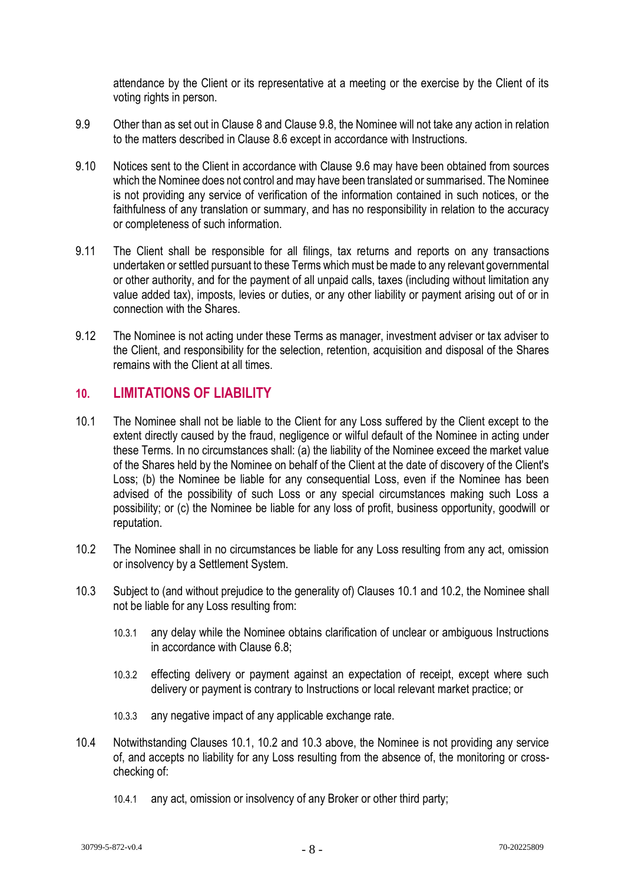attendance by the Client or its representative at a meeting or the exercise by the Client of its voting rights in person.

9.9 Other than as set out in Clause 8 and Clause 9.8, the Nominee will not take any action in relation to the matters described in Clause 8.6 except in accordance with Instructions.

9.10 Notices sent to the Client in accordance with Clause 9.6 may have been obtained from sources which the Nominee does not control and may have been translated or summarised. The Nominee is not providing any service of verification of the information contained in such notices, or the faithfulness of any translation or summary, and has no responsibility in relation to the accuracy or completeness of such information.

9.11 The Client shall be responsible for all filings, tax returns and reports on any transactions undertaken or settled pursuant to these Terms which must be made to any relevant governmental or other authority, and for the payment of all unpaid calls, taxes (including without limitation any value added tax), imposts, levies or duties, or any other liability or payment arising out of or in connection with the Shares.

9.12 The Nominee is not acting under these Terms as manager, investment adviser or tax adviser to the Client, and responsibility for the selection, retention, acquisition and disposal of the Shares remains with the Client at all times.

## 10. LIMITATIONS OF LIABILITY

10.1 The Nominee shall not be liable to the Client for any Loss suffered by the Client except to the extent directly caused by the fraud, negligence or wilful default of the Nominee in acting under these Terms. In no circumstances shall: (a) the liability of the Nominee exceed the market value of the Shares held by the Nominee on behalf of the Client at the date of discovery of the Client's Loss; (b) the Nominee be liable for any consequential Loss, even if the Nominee has been advised of the possibility of such Loss or any special circumstances making such Loss a possibility; or (c) the Nominee be liable for any loss of profit, business opportunity, goodwill or reputation.

10.2 The Nominee shall in no circumstances be liable for any Loss resulting from any act, omission or insolvency by a Settlement System.

10.3 Subject to (and without prejudice to the generality of) Clauses 10.1 and 10.2, the Nominee shall not be liable for any Loss resulting from:

10.3.1 any delay while the Nominee obtains clarification of unclear or ambiguous Instructions in accordance with Clause 6.8;

10.3.2 effecting delivery or payment against an expectation of receipt, except where such delivery or payment is contrary to Instructions or local relevant market practice; or

10.3.3 any negative impact of any applicable exchange rate.

10.4 Notwithstanding Clauses 10.1, 10.2 and 10.3 above, the Nominee is not providing any service of, and accepts no liability for any Loss resulting from the absence of, the monitoring or cross-checking of:

10.4.1 any act, omission or insolvency of any Broker or other third party;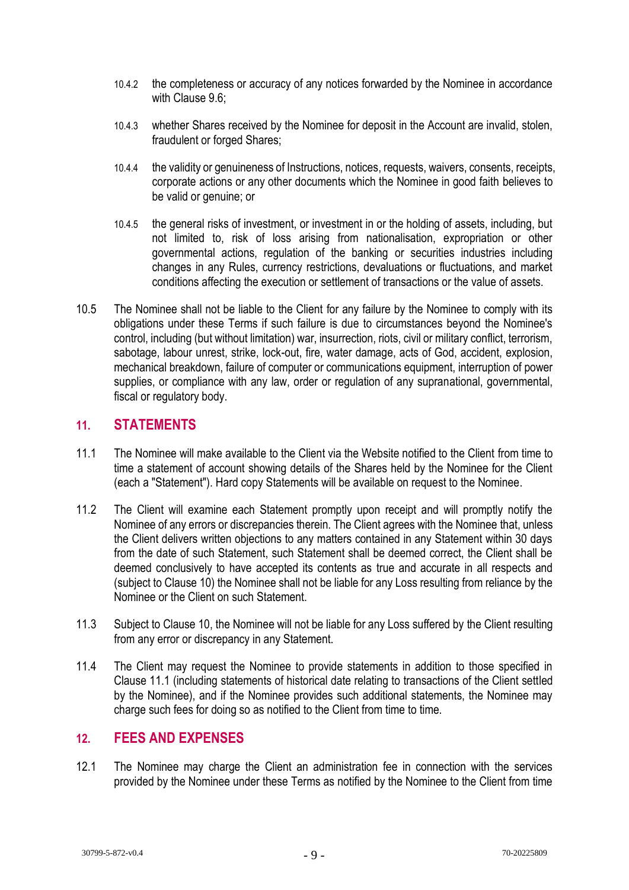10.4.2 the completeness or accuracy of any notices forwarded by the Nominee in accordance with Clause 9.6;

10.4.3 whether Shares received by the Nominee for deposit in the Account are invalid, stolen, fraudulent or forged Shares;

10.4.4 the validity or genuineness of Instructions, notices, requests, waivers, consents, receipts, corporate actions or any other documents which the Nominee in good faith believes to be valid or genuine; or

10.4.5 the general risks of investment, or investment in or the holding of assets, including, but not limited to, risk of loss arising from nationalisation, expropriation or other governmental actions, regulation of the banking or securities industries including changes in any Rules, currency restrictions, devaluations or fluctuations, and market conditions affecting the execution or settlement of transactions or the value of assets.

10.5 The Nominee shall not be liable to the Client for any failure by the Nominee to comply with its obligations under these Terms if such failure is due to circumstances beyond the Nominee's control, including (but without limitation) war, insurrection, riots, civil or military conflict, terrorism, sabotage, labour unrest, strike, lock-out, fire, water damage, acts of God, accident, explosion, mechanical breakdown, failure of computer or communications equipment, interruption of power supplies, or compliance with any law, order or regulation of any supranational, governmental, fiscal or regulatory body.

## 11. STATEMENTS

11.1 The Nominee will make available to the Client via the Website notified to the Client from time to time a statement of account showing details of the Shares held by the Nominee for the Client (each a "Statement"). Hard copy Statements will be available on request to the Nominee.

11.2 The Client will examine each Statement promptly upon receipt and will promptly notify the Nominee of any errors or discrepancies therein. The Client agrees with the Nominee that, unless the Client delivers written objections to any matters contained in any Statement within 30 days from the date of such Statement, such Statement shall be deemed correct, the Client shall be deemed conclusively to have accepted its contents as true and accurate in all respects and (subject to Clause 10) the Nominee shall not be liable for any Loss resulting from reliance by the Nominee or the Client on such Statement.

11.3 Subject to Clause 10, the Nominee will not be liable for any Loss suffered by the Client resulting from any error or discrepancy in any Statement.

11.4 The Client may request the Nominee to provide statements in addition to those specified in Clause 11.1 (including statements of historical date relating to transactions of the Client settled by the Nominee), and if the Nominee provides such additional statements, the Nominee may charge such fees for doing so as notified to the Client from time to time.

## 12. FEES AND EXPENSES

12.1 The Nominee may charge the Client an administration fee in connection with the services provided by the Nominee under these Terms as notified by the Nominee to the Client from time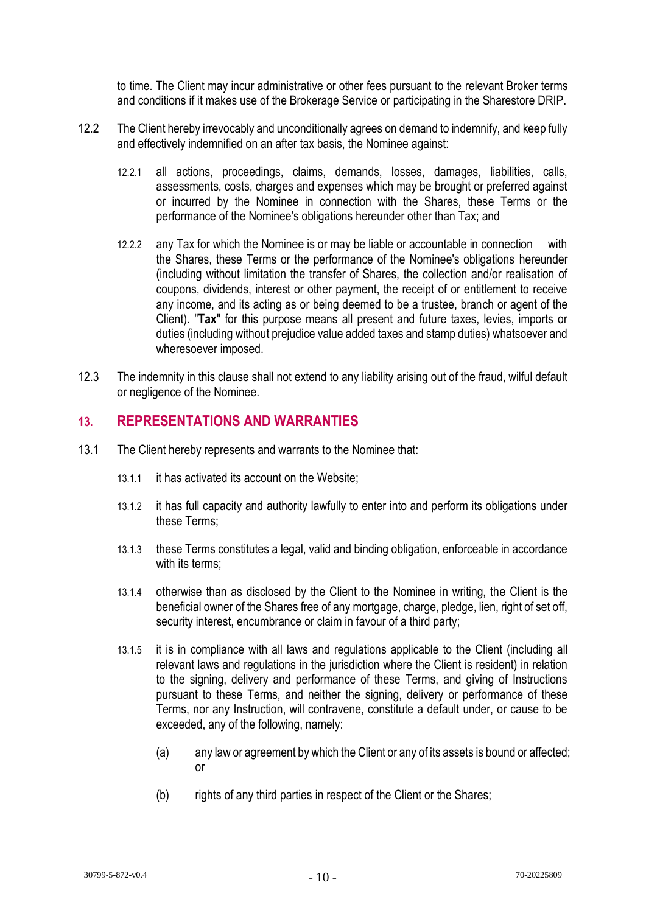to time. The Client may incur administrative or other fees pursuant to the relevant Broker terms and conditions if it makes use of the Brokerage Service or participating in the Sharestore DRIP.

12.2 The Client hereby irrevocably and unconditionally agrees on demand to indemnify, and keep fully and effectively indemnified on an after tax basis, the Nominee against:

12.2.1 all actions, proceedings, claims, demands, losses, damages, liabilities, calls, assessments, costs, charges and expenses which may be brought or preferred against or incurred by the Nominee in connection with the Shares, these Terms or the performance of the Nominee's obligations hereunder other than Tax; and

12.2.2 any Tax for which the Nominee is or may be liable or accountable in connection with the Shares, these Terms or the performance of the Nominee's obligations hereunder (including without limitation the transfer of Shares, the collection and/or realisation of coupons, dividends, interest or other payment, the receipt of or entitlement to receive any income, and its acting as or being deemed to be a trustee, branch or agent of the Client). "**Tax**" for this purpose means all present and future taxes, levies, imports or duties (including without prejudice value added taxes and stamp duties) whatsoever and wheresoever imposed.

12.3 The indemnity in this clause shall not extend to any liability arising out of the fraud, wilful default or negligence of the Nominee.

## 13. REPRESENTATIONS AND WARRANTIES

13.1 The Client hereby represents and warrants to the Nominee that:

13.1.1 it has activated its account on the Website;

13.1.2 it has full capacity and authority lawfully to enter into and perform its obligations under these Terms;

13.1.3 these Terms constitutes a legal, valid and binding obligation, enforceable in accordance with its terms;

13.1.4 otherwise than as disclosed by the Client to the Nominee in writing, the Client is the beneficial owner of the Shares free of any mortgage, charge, pledge, lien, right of set off, security interest, encumbrance or claim in favour of a third party;

13.1.5 it is in compliance with all laws and regulations applicable to the Client (including all relevant laws and regulations in the jurisdiction where the Client is resident) in relation to the signing, delivery and performance of these Terms, and giving of Instructions pursuant to these Terms, and neither the signing, delivery or performance of these Terms, nor any Instruction, will contravene, constitute a default under, or cause to be exceeded, any of the following, namely:

(a) any law or agreement by which the Client or any of its assets is bound or affected; or

(b) rights of any third parties in respect of the Client or the Shares;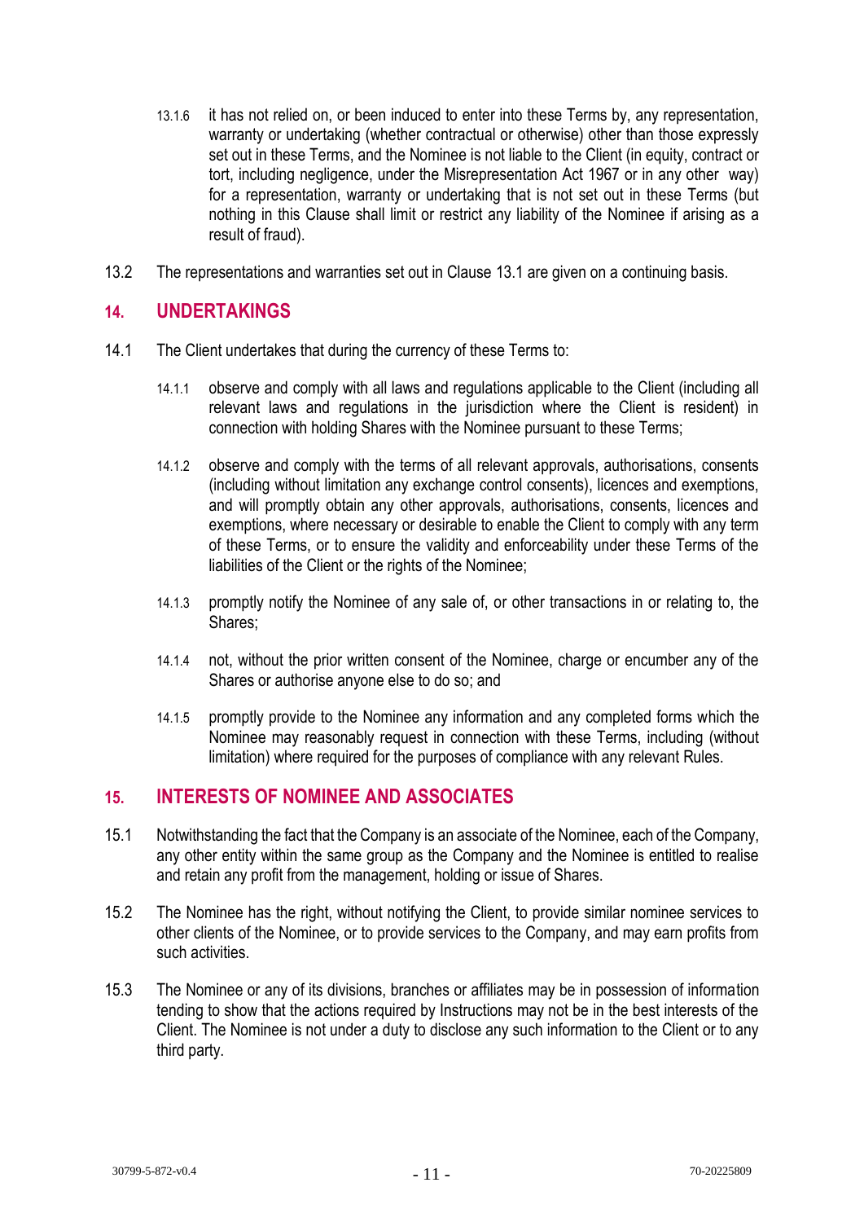13.1.6 it has not relied on, or been induced to enter into these Terms by, any representation, warranty or undertaking (whether contractual or otherwise) other than those expressly set out in these Terms, and the Nominee is not liable to the Client (in equity, contract or tort, including negligence, under the Misrepresentation Act 1967 or in any other way) for a representation, warranty or undertaking that is not set out in these Terms (but nothing in this Clause shall limit or restrict any liability of the Nominee if arising as a result of fraud).

13.2 The representations and warranties set out in Clause 13.1 are given on a continuing basis.

## 14. UNDERTAKINGS

14.1 The Client undertakes that during the currency of these Terms to:

14.1.1 observe and comply with all laws and regulations applicable to the Client (including all relevant laws and regulations in the jurisdiction where the Client is resident) in connection with holding Shares with the Nominee pursuant to these Terms;

14.1.2 observe and comply with the terms of all relevant approvals, authorisations, consents (including without limitation any exchange control consents), licences and exemptions, and will promptly obtain any other approvals, authorisations, consents, licences and exemptions, where necessary or desirable to enable the Client to comply with any term of these Terms, or to ensure the validity and enforceability under these Terms of the liabilities of the Client or the rights of the Nominee;

14.1.3 promptly notify the Nominee of any sale of, or other transactions in or relating to, the Shares;

14.1.4 not, without the prior written consent of the Nominee, charge or encumber any of the Shares or authorise anyone else to do so; and

14.1.5 promptly provide to the Nominee any information and any completed forms which the Nominee may reasonably request in connection with these Terms, including (without limitation) where required for the purposes of compliance with any relevant Rules.

## 15. INTERESTS OF NOMINEE AND ASSOCIATES

15.1 Notwithstanding the fact that the Company is an associate of the Nominee, each of the Company, any other entity within the same group as the Company and the Nominee is entitled to realise and retain any profit from the management, holding or issue of Shares.

15.2 The Nominee has the right, without notifying the Client, to provide similar nominee services to other clients of the Nominee, or to provide services to the Company, and may earn profits from such activities.

15.3 The Nominee or any of its divisions, branches or affiliates may be in possession of information tending to show that the actions required by Instructions may not be in the best interests of the Client. The Nominee is not under a duty to disclose any such information to the Client or to any third party.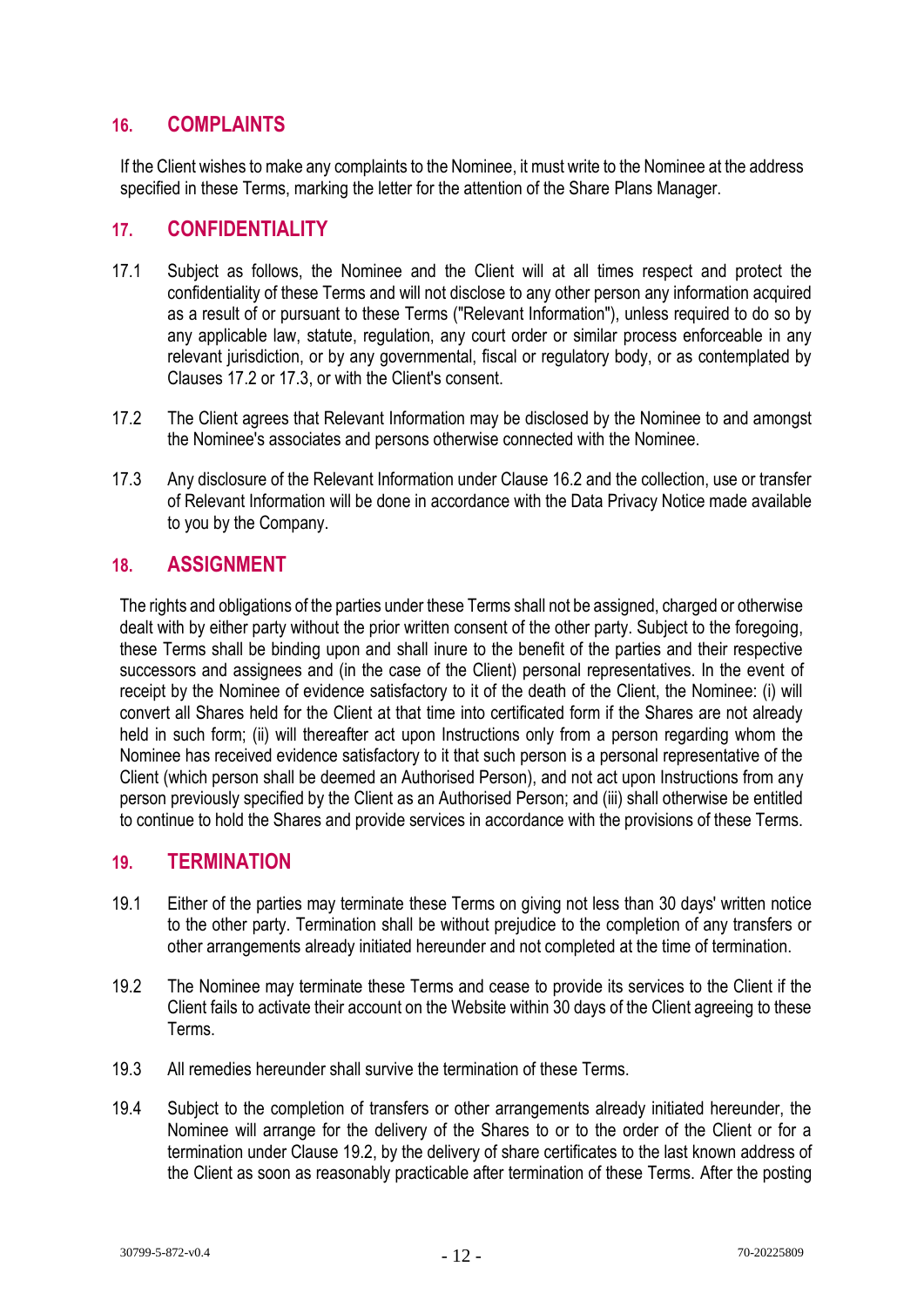## 16. COMPLAINTS

If the Client wishes to make any complaints to the Nominee, it must write to the Nominee at the address specified in these Terms, marking the letter for the attention of the Share Plans Manager.

## 17. CONFIDENTIALITY

17.1 Subject as follows, the Nominee and the Client will at all times respect and protect the confidentiality of these Terms and will not disclose to any other person any information acquired as a result of or pursuant to these Terms ("Relevant Information"), unless required to do so by any applicable law, statute, regulation, any court order or similar process enforceable in any relevant jurisdiction, or by any governmental, fiscal or regulatory body, or as contemplated by Clauses 17.2 or 17.3, or with the Client's consent.

17.2 The Client agrees that Relevant Information may be disclosed by the Nominee to and amongst the Nominee's associates and persons otherwise connected with the Nominee.

17.3 Any disclosure of the Relevant Information under Clause 16.2 and the collection, use or transfer of Relevant Information will be done in accordance with the Data Privacy Notice made available to you by the Company.

## 18. ASSIGNMENT

The rights and obligations of the parties under these Terms shall not be assigned, charged or otherwise dealt with by either party without the prior written consent of the other party. Subject to the foregoing, these Terms shall be binding upon and shall inure to the benefit of the parties and their respective successors and assignees and (in the case of the Client) personal representatives. In the event of receipt by the Nominee of evidence satisfactory to it of the death of the Client, the Nominee: (i) will convert all Shares held for the Client at that time into certificated form if the Shares are not already held in such form; (ii) will thereafter act upon Instructions only from a person regarding whom the Nominee has received evidence satisfactory to it that such person is a personal representative of the Client (which person shall be deemed an Authorised Person), and not act upon Instructions from any person previously specified by the Client as an Authorised Person; and (iii) shall otherwise be entitled to continue to hold the Shares and provide services in accordance with the provisions of these Terms.

## 19. TERMINATION

19.1 Either of the parties may terminate these Terms on giving not less than 30 days' written notice to the other party. Termination shall be without prejudice to the completion of any transfers or other arrangements already initiated hereunder and not completed at the time of termination.

19.2 The Nominee may terminate these Terms and cease to provide its services to the Client if the Client fails to activate their account on the Website within 30 days of the Client agreeing to these Terms.

19.3 All remedies hereunder shall survive the termination of these Terms.

19.4 Subject to the completion of transfers or other arrangements already initiated hereunder, the Nominee will arrange for the delivery of the Shares to or to the order of the Client or for a termination under Clause 19.2, by the delivery of share certificates to the last known address of the Client as soon as reasonably practicable after termination of these Terms. After the posting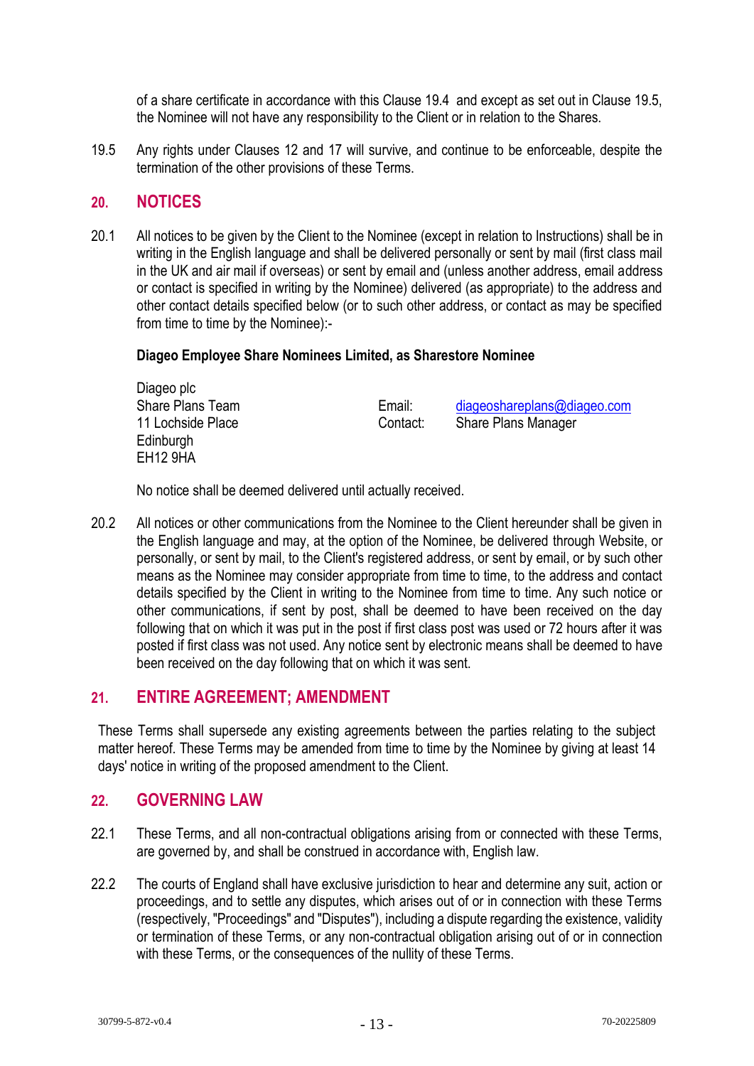of a share certificate in accordance with this Clause 19.4 and except as set out in Clause 19.5, the Nominee will not have any responsibility to the Client or in relation to the Shares.

19.5 Any rights under Clauses 12 and 17 will survive, and continue to be enforceable, despite the termination of the other provisions of these Terms.

## 20. NOTICES

20.1 All notices to be given by the Client to the Nominee (except in relation to Instructions) shall be in writing in the English language and shall be delivered personally or sent by mail (first class mail in the UK and air mail if overseas) or sent by email and (unless another address, email address or contact is specified in writing by the Nominee) delivered (as appropriate) to the address and other contact details specified below (or to such other address, or contact as may be specified from time to time by the Nominee):-

**Diageo Employee Share Nominees Limited, as Sharestore Nominee**

Diageo plc
Share Plans Team
11 Lochside Place
Edinburgh
EH12 9HA

Email: diageoshareplans@diageo.com
Contact: Share Plans Manager

No notice shall be deemed delivered until actually received.

20.2 All notices or other communications from the Nominee to the Client hereunder shall be given in the English language and may, at the option of the Nominee, be delivered through Website, or personally, or sent by mail, to the Client's registered address, or sent by email, or by such other means as the Nominee may consider appropriate from time to time, to the address and contact details specified by the Client in writing to the Nominee from time to time. Any such notice or other communications, if sent by post, shall be deemed to have been received on the day following that on which it was put in the post if first class post was used or 72 hours after it was posted if first class was not used. Any notice sent by electronic means shall be deemed to have been received on the day following that on which it was sent.

## 21. ENTIRE AGREEMENT; AMENDMENT

These Terms shall supersede any existing agreements between the parties relating to the subject matter hereof. These Terms may be amended from time to time by the Nominee by giving at least 14 days' notice in writing of the proposed amendment to the Client.

## 22. GOVERNING LAW

22.1 These Terms, and all non-contractual obligations arising from or connected with these Terms, are governed by, and shall be construed in accordance with, English law.

22.2 The courts of England shall have exclusive jurisdiction to hear and determine any suit, action or proceedings, and to settle any disputes, which arises out of or in connection with these Terms (respectively, "Proceedings" and "Disputes"), including a dispute regarding the existence, validity or termination of these Terms, or any non-contractual obligation arising out of or in connection with these Terms, or the consequences of the nullity of these Terms.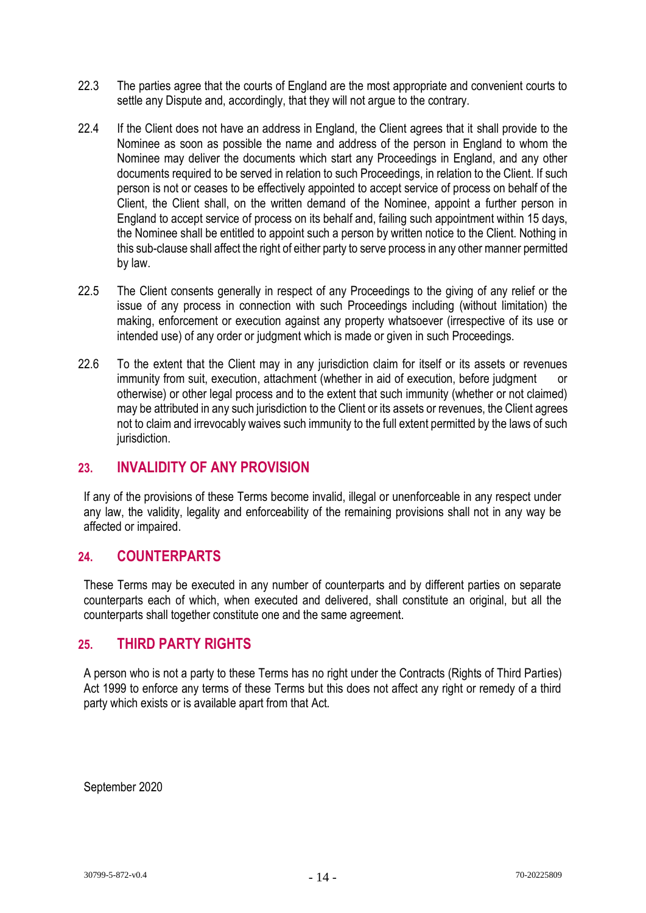22.3 The parties agree that the courts of England are the most appropriate and convenient courts to settle any Dispute and, accordingly, that they will not argue to the contrary.

22.4 If the Client does not have an address in England, the Client agrees that it shall provide to the Nominee as soon as possible the name and address of the person in England to whom the Nominee may deliver the documents which start any Proceedings in England, and any other documents required to be served in relation to such Proceedings, in relation to the Client. If such person is not or ceases to be effectively appointed to accept service of process on behalf of the Client, the Client shall, on the written demand of the Nominee, appoint a further person in England to accept service of process on its behalf and, failing such appointment within 15 days, the Nominee shall be entitled to appoint such a person by written notice to the Client. Nothing in this sub-clause shall affect the right of either party to serve process in any other manner permitted by law.

22.5 The Client consents generally in respect of any Proceedings to the giving of any relief or the issue of any process in connection with such Proceedings including (without limitation) the making, enforcement or execution against any property whatsoever (irrespective of its use or intended use) of any order or judgment which is made or given in such Proceedings.

22.6 To the extent that the Client may in any jurisdiction claim for itself or its assets or revenues immunity from suit, execution, attachment (whether in aid of execution, before judgment or otherwise) or other legal process and to the extent that such immunity (whether or not claimed) may be attributed in any such jurisdiction to the Client or its assets or revenues, the Client agrees not to claim and irrevocably waives such immunity to the full extent permitted by the laws of such jurisdiction.

## 23. INVALIDITY OF ANY PROVISION

If any of the provisions of these Terms become invalid, illegal or unenforceable in any respect under any law, the validity, legality and enforceability of the remaining provisions shall not in any way be affected or impaired.

## 24. COUNTERPARTS

These Terms may be executed in any number of counterparts and by different parties on separate counterparts each of which, when executed and delivered, shall constitute an original, but all the counterparts shall together constitute one and the same agreement.

## 25. THIRD PARTY RIGHTS

A person who is not a party to these Terms has no right under the Contracts (Rights of Third Parties) Act 1999 to enforce any terms of these Terms but this does not affect any right or remedy of a third party which exists or is available apart from that Act.

September 2020